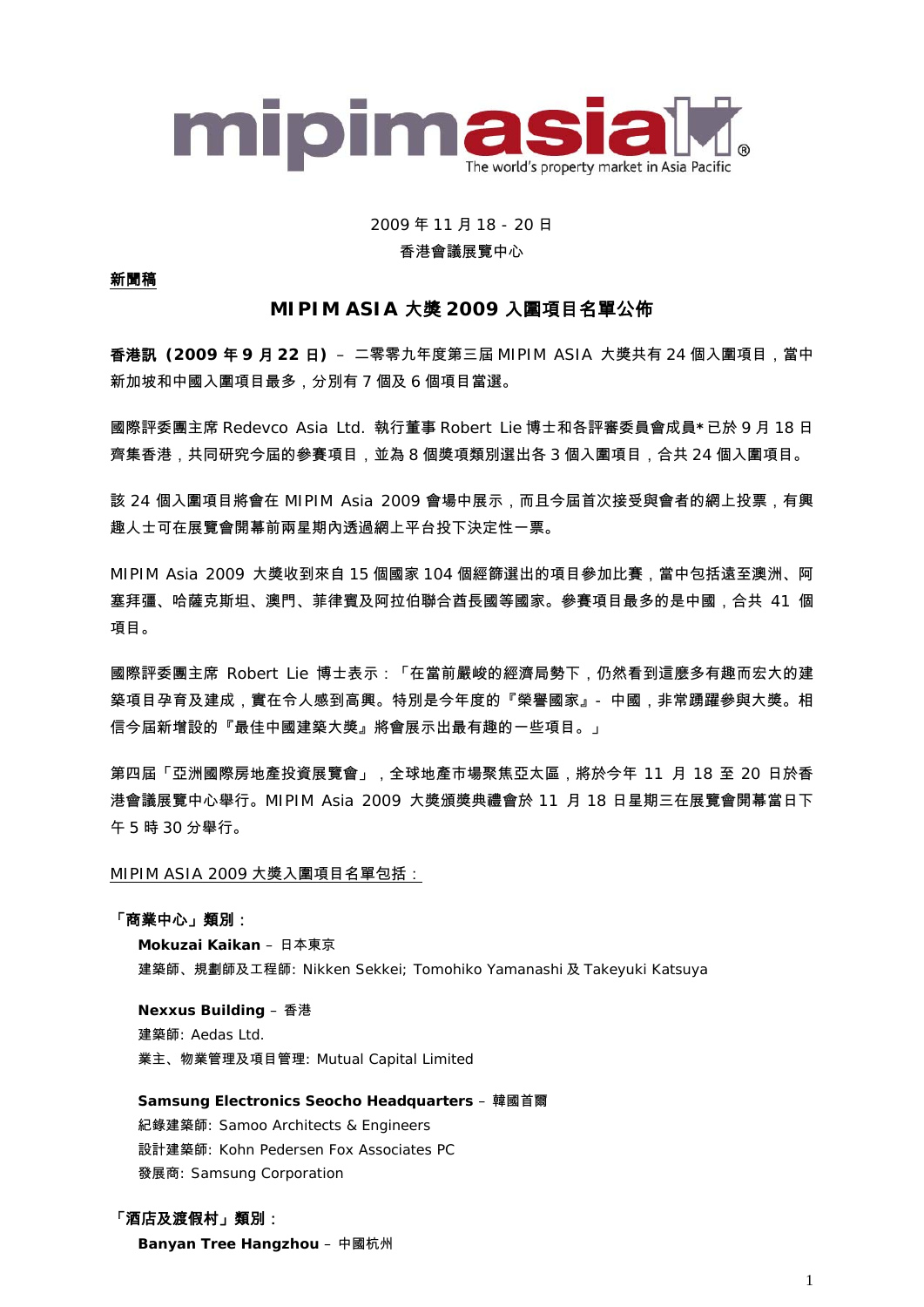mipimasia
The world's property market in Asia Pacific

2009 年 11 月 18 - 20 日
香港會議展覽中心

**新聞稿**

## MIPIM ASIA 大獎 2009 入圍項目名單公佈

**香港訊（2009 年 9 月 22 日）** – 二零零九年度第三屆 MIPIM ASIA 大獎共有 24 個入圍項目，當中新加坡和中國入圍項目最多，分別有 7 個及 6 個項目當選。

國際評委團主席 Redevco Asia Ltd. 執行董事 Robert Lie 博士和各評審委員會成員* 已於 9 月 18 日齊集香港，共同研究今屆的參賽項目，並為 8 個獎項類別選出各 3 個入圍項目，合共 24 個入圍項目。

該 24 個入圍項目將會在 MIPIM Asia 2009 會場中展示，而且今屆首次接受與會者的網上投票，有興趣人士可在展覽會開幕前兩星期內透過網上平台投下決定性一票。

MIPIM Asia 2009 大獎收到來自 15 個國家 104 個經篩選出的項目參加比賽，當中包括遠至澳洲、阿塞拜彊、哈薩克斯坦、澳門、菲律賓及阿拉伯聯合酋長國等國家。參賽項目最多的是中國，合共 41 個項目。

國際評委團主席 Robert Lie 博士表示：「在當前嚴峻的經濟局勢下，仍然看到這麼多有趣而宏大的建築項目孕育及建成，實在令人感到高興。特別是今年度的『榮譽國家』- 中國，非常踴躍參與大獎。相信今屆新增設的『最佳中國建築大獎』將會展示出最有趣的一些項目。」

第四屆「亞洲國際房地產投資展覽會」，全球地產市場聚焦亞太區，將於今年 11 月 18 至 20 日於香港會議展覽中心舉行。MIPIM Asia 2009 大獎頒獎典禮會於 11 月 18 日星期三在展覽會開幕當日下午 5 時 30 分舉行。

MIPIM ASIA 2009 大獎入圍項目名單包括：

**「商業中心」類別：**

**Mokuzai Kaikan** – 日本東京
建築師、規劃師及工程師: Nikken Sekkei; Tomohiko Yamanashi 及 Takeyuki Katsuya

**Nexxus Building** – 香港
建築師: Aedas Ltd.
業主、物業管理及項目管理: Mutual Capital Limited

**Samsung Electronics Seocho Headquarters** – 韓國首爾
紀錄建築師: Samoo Architects & Engineers
設計建築師: Kohn Pedersen Fox Associates PC
發展商: Samsung Corporation

**「酒店及渡假村」類別：**

**Banyan Tree Hangzhou** – 中國杭州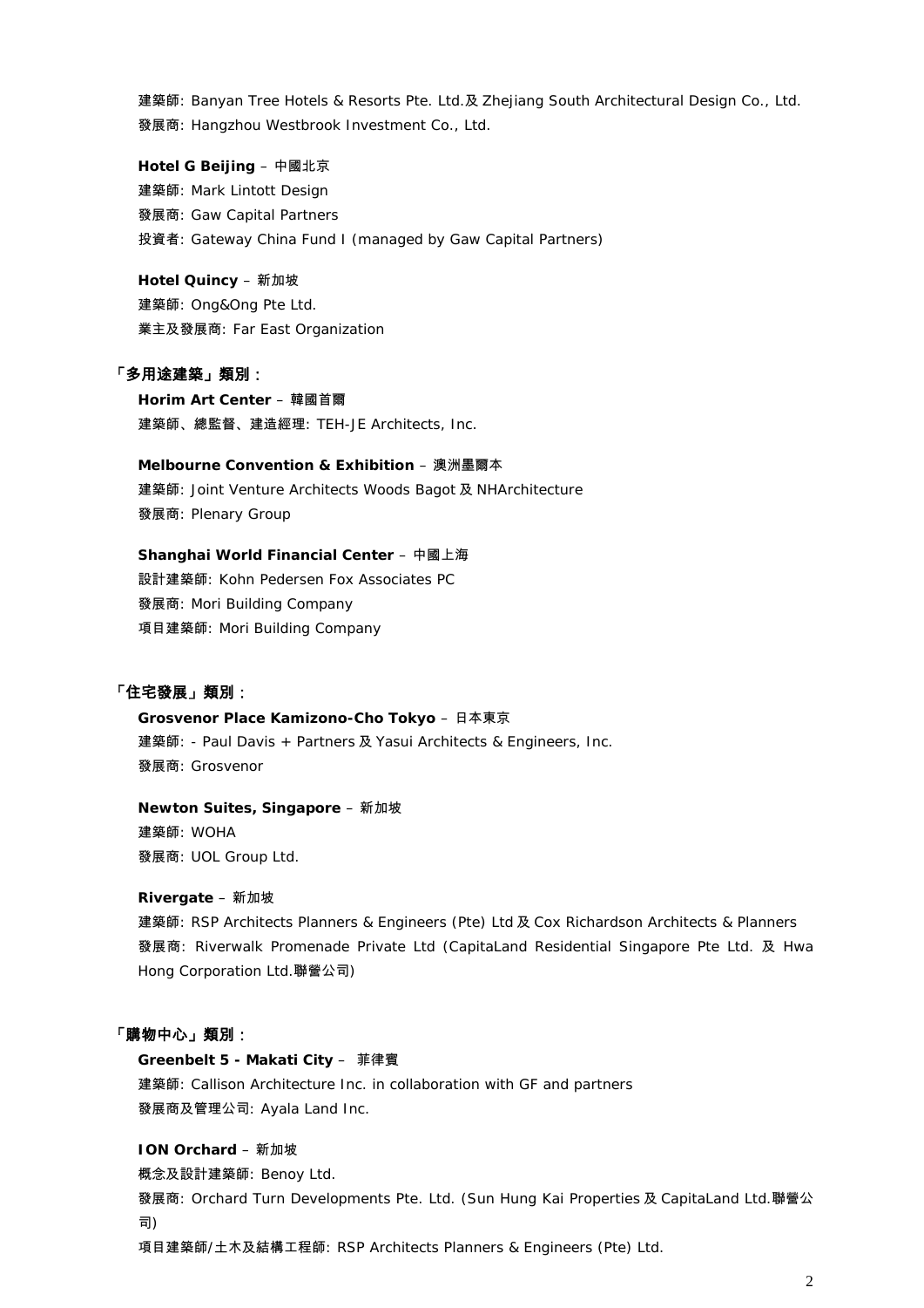建築師: Banyan Tree Hotels & Resorts Pte. Ltd.及 Zhejiang South Architectural Design Co., Ltd.
發展商: Hangzhou Westbrook Investment Co., Ltd.

**Hotel G Beijing** – 中國北京
建築師: Mark Lintott Design
發展商: Gaw Capital Partners
投資者: Gateway China Fund I (managed by Gaw Capital Partners)

**Hotel Quincy** – 新加坡
建築師: Ong&Ong Pte Ltd.
業主及發展商: Far East Organization

**「多用途建築」類別：**

**Horim Art Center** – 韓國首爾
建築師、總監督、建造經理: TEH-JE Architects, Inc.

**Melbourne Convention & Exhibition** – 澳洲墨爾本
建築師: Joint Venture Architects Woods Bagot 及 NHArchitecture
發展商: Plenary Group

**Shanghai World Financial Center** – 中國上海
設計建築師: Kohn Pedersen Fox Associates PC
發展商: Mori Building Company
項目建築師: Mori Building Company

**「住宅發展」類別：**

**Grosvenor Place Kamizono-Cho Tokyo** – 日本東京
建築師: - Paul Davis + Partners 及 Yasui Architects & Engineers, Inc.
發展商: Grosvenor

**Newton Suites, Singapore** – 新加坡
建築師: WOHA
發展商: UOL Group Ltd.

**Rivergate** – 新加坡
建築師: RSP Architects Planners & Engineers (Pte) Ltd 及 Cox Richardson Architects & Planners
發展商: Riverwalk Promenade Private Ltd (CapitaLand Residential Singapore Pte Ltd. 及 Hwa Hong Corporation Ltd.聯營公司)

**「購物中心」類別：**

**Greenbelt 5 - Makati City** – 菲律賓
建築師: Callison Architecture Inc. in collaboration with GF and partners
發展商及管理公司: Ayala Land Inc.

**ION Orchard** – 新加坡
概念及設計建築師: Benoy Ltd.
發展商: Orchard Turn Developments Pte. Ltd. (Sun Hung Kai Properties 及 CapitaLand Ltd.聯營公司)
項目建築師/土木及結構工程師: RSP Architects Planners & Engineers (Pte) Ltd.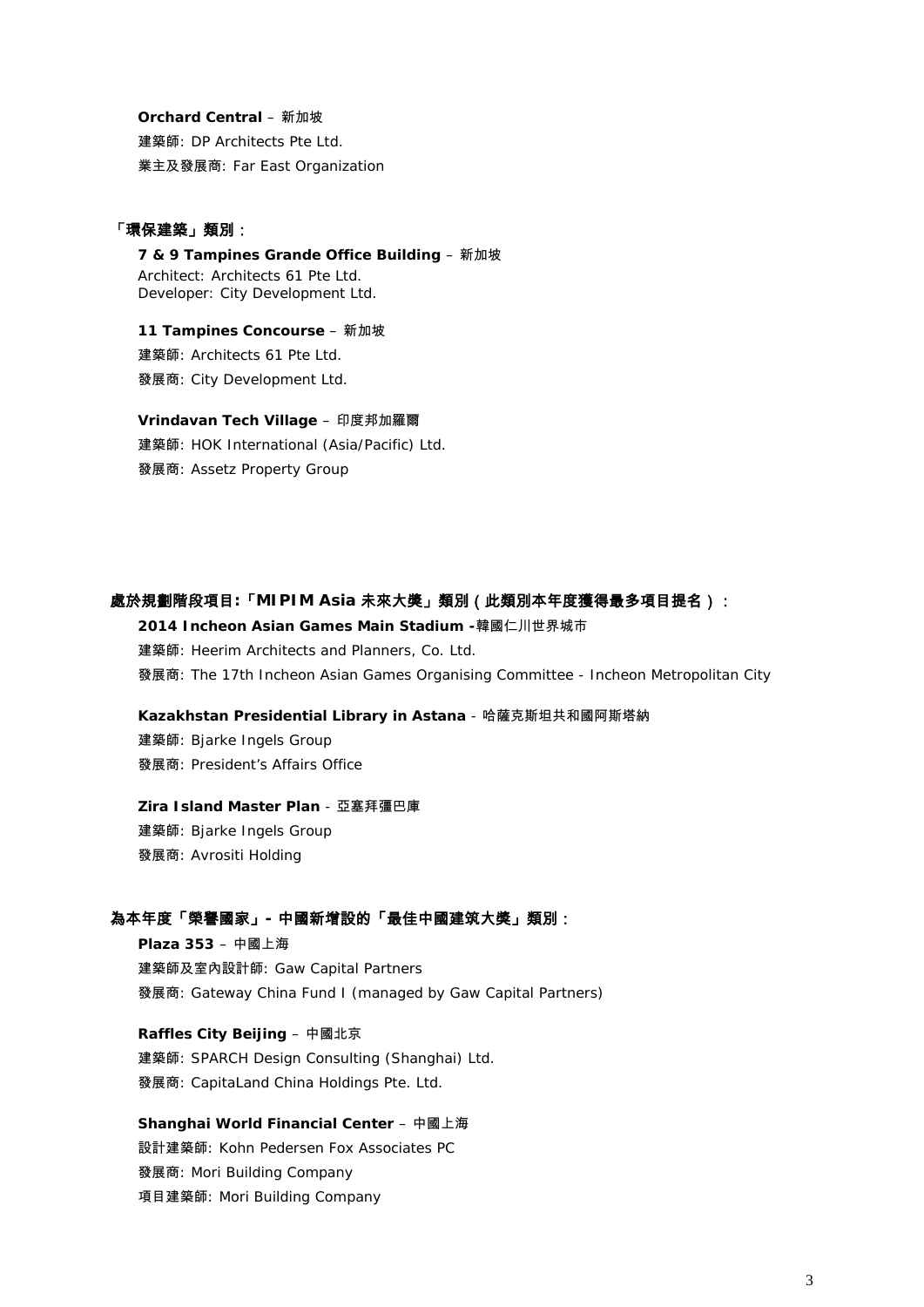**Orchard Central** – 新加坡

建築師: DP Architects Pte Ltd.

業主及發展商: Far East Organization

**「環保建築」類別**：

**7 & 9 Tampines Grande Office Building** – 新加坡

Architect: Architects 61 Pte Ltd.

Developer: City Development Ltd.

**11 Tampines Concourse** – 新加坡

建築師: Architects 61 Pte Ltd.

發展商: City Development Ltd.

**Vrindavan Tech Village** – 印度邦加羅爾

建築師: HOK International (Asia/Pacific) Ltd.

發展商: Assetz Property Group

**處於規劃階段項目:「MIPIM Asia 未來大獎」類別（此類別本年度獲得最多項目提名）**：

**2014 Incheon Asian Games Main Stadium -**韓國仁川世界城市

建築師: Heerim Architects and Planners, Co. Ltd.

發展商: The 17th Incheon Asian Games Organising Committee - Incheon Metropolitan City

**Kazakhstan Presidential Library in Astana** - 哈薩克斯坦共和國阿斯塔納

建築師: Bjarke Ingels Group

發展商: President's Affairs Office

**Zira Island Master Plan** - 亞塞拜彊巴庫

建築師: Bjarke Ingels Group

發展商: Avrositi Holding

**為本年度「榮譽國家」- 中國新增設的「最佳中國建筑大奬」類別**：

**Plaza 353** – 中國上海

建築師及室內設計師: Gaw Capital Partners

發展商: Gateway China Fund I (managed by Gaw Capital Partners)

**Raffles City Beijing** – 中國北京

建築師: SPARCH Design Consulting (Shanghai) Ltd.

發展商: CapitaLand China Holdings Pte. Ltd.

**Shanghai World Financial Center** – 中國上海

設計建築師: Kohn Pedersen Fox Associates PC

發展商: Mori Building Company

項目建築師: Mori Building Company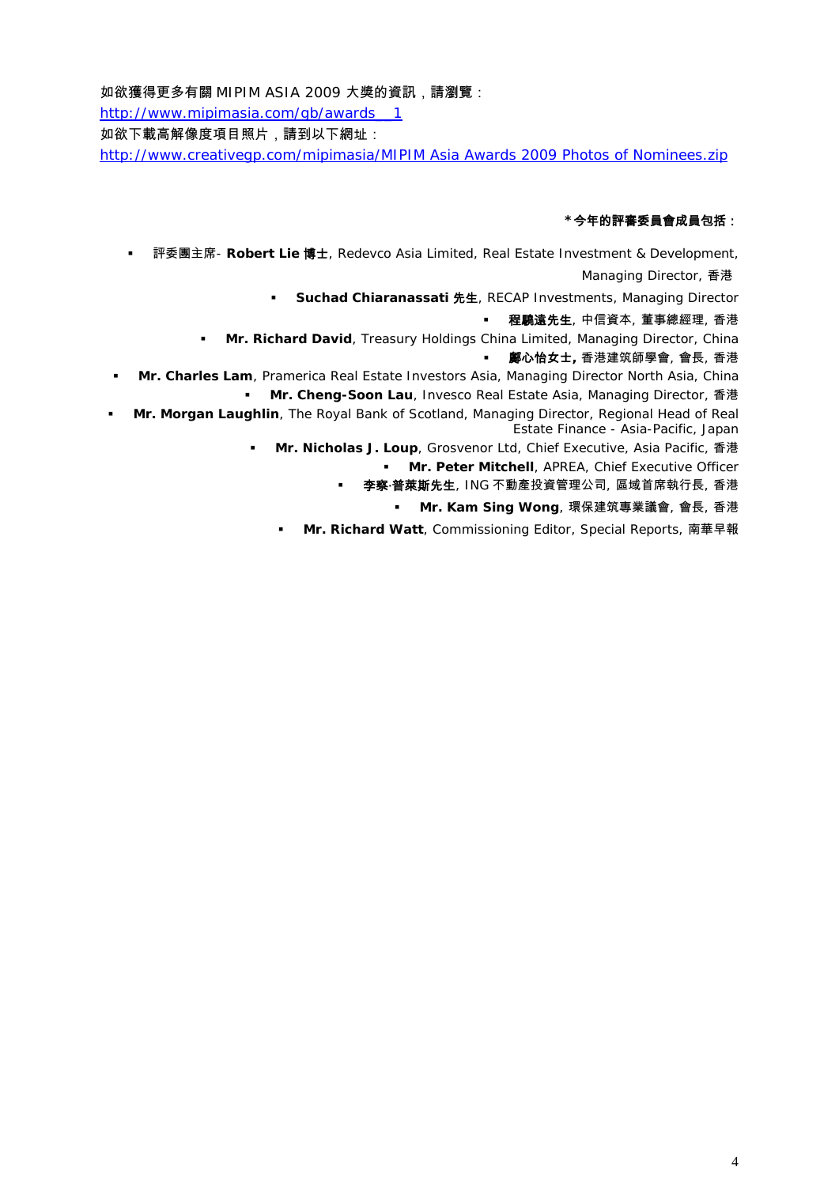如欲獲得更多有關 MIPIM ASIA 2009 大獎的資訊，請瀏覽：
[http://www.mipimasia.com/gb/awards_1](http://www.mipimasia.com/gb/awards_1)
如欲下載高解像度項目照片，請到以下網址：
[http://www.creativegp.com/mipimasia/MIPIM Asia Awards 2009 Photos of Nominees.zip](http://www.creativegp.com/mipimasia/MIPIM Asia Awards 2009 Photos of Nominees.zip)

**\*今年的評審委員會成員包括：**

- 評委團主席- **Robert Lie 博士**, Redevco Asia Limited, Real Estate Investment & Development, Managing Director, 香港
- **Suchad Chiaranassati 先生**, RECAP Investments, Managing Director
- **程驍遠先生**, 中信資本, 董事總經理, 香港
- **Mr. Richard David**, Treasury Holdings China Limited, Managing Director, China
- **鄺心怡女士,** 香港建筑師學會, 會長, 香港
- **Mr. Charles Lam**, Pramerica Real Estate Investors Asia, Managing Director North Asia, China
- **Mr. Cheng-Soon Lau**, Invesco Real Estate Asia, Managing Director, 香港
- **Mr. Morgan Laughlin**, The Royal Bank of Scotland, Managing Director, Regional Head of Real Estate Finance - Asia-Pacific, Japan
- **Mr. Nicholas J. Loup**, Grosvenor Ltd, Chief Executive, Asia Pacific, 香港
- **Mr. Peter Mitchell**, APREA, Chief Executive Officer
- **李察·普萊斯先生**, ING 不動產投資管理公司, 區域首席執行長, 香港
- **Mr. Kam Sing Wong**, 環保建筑專業議會, 會長, 香港
- **Mr. Richard Watt**, Commissioning Editor, Special Reports, 南華早報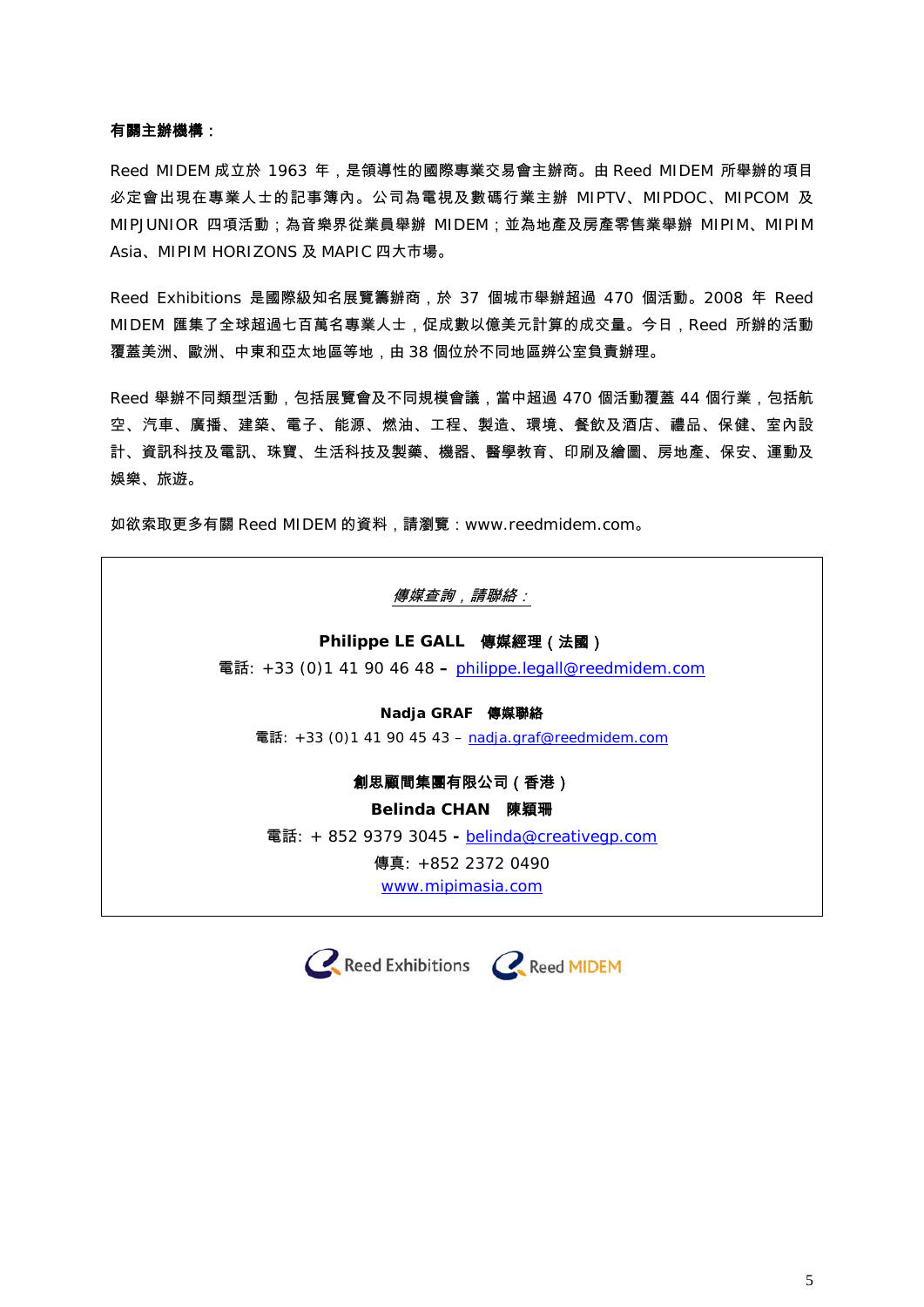**有關主辦機構：**

Reed MIDEM 成立於 1963 年，是領導性的國際專業交易會主辦商。由 Reed MIDEM 所舉辦的項目必定會出現在專業人士的記事簿內。公司為電視及數碼行業主辦 MIPTV、MIPDOC、MIPCOM 及 MIPJUNIOR 四項活動；為音樂界從業員舉辦 MIDEM；並為地產及房產零售業舉辦 MIPIM、MIPIM Asia、MIPIM HORIZONS 及 MAPIC 四大市場。

Reed Exhibitions 是國際級知名展覽籌辦商，於 37 個城市舉辦超過 470 個活動。2008 年 Reed MIDEM 匯集了全球超過七百萬名專業人士，促成數以億美元計算的成交量。今日，Reed 所辦的活動覆蓋美洲、歐洲、中東和亞太地區等地，由 38 個位於不同地區辦公室負責辦理。

Reed 舉辦不同類型活動，包括展覽會及不同規模會議，當中超過 470 個活動覆蓋 44 個行業，包括航空、汽車、廣播、建築、電子、能源、燃油、工程、製造、環境、餐飲及酒店、禮品、保健、室內設計、資訊科技及電訊、珠寶、生活科技及製藥、機器、醫學教育、印刷及繪圖、房地產、保安、運動及娛樂、旅遊。

如欲索取更多有關 Reed MIDEM 的資料，請瀏覽：www.reedmidem.com。

*傳媒查詢，請聯絡：*

**Philippe LE GALL　傳媒經理（法國）**

電話: +33 (0)1 41 90 46 48 – philippe.legall@reedmidem.com

**Nadja GRAF　傳媒聯絡**

電話: +33 (0)1 41 90 45 43 – nadja.graf@reedmidem.com

**創思顧問集團有限公司（香港）**

**Belinda CHAN　陳穎珊**

電話: + 852 9379 3045 - belinda@creativegp.com

傳真: +852 2372 0490

www.mipimasia.com

Reed Exhibitions　Reed MIDEM